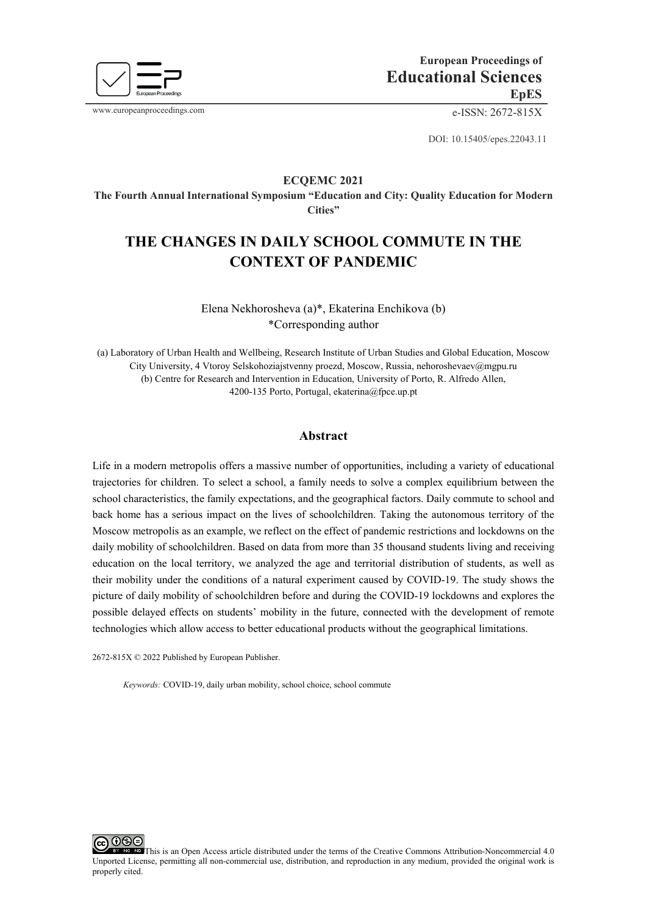**European Proceedings of**
**Educational Sciences**
**EpES**

www.europeanproceedings.com e-ISSN: 2672-815X

DOI: 10.15405/epes.22043.11

**ECQEMC 2021**

**The Fourth Annual International Symposium "Education and City: Quality Education for Modern Cities"**

# THE CHANGES IN DAILY SCHOOL COMMUTE IN THE CONTEXT OF PANDEMIC

Elena Nekhorosheva (a)*, Ekaterina Enchikova (b)
*Corresponding author

(a) Laboratory of Urban Health and Wellbeing, Research Institute of Urban Studies and Global Education, Moscow City University, 4 Vtoroy Selskohoziajstvenny proezd, Moscow, Russia, nehoroshevaev@mgpu.ru
(b) Centre for Research and Intervention in Education, University of Porto, R. Alfredo Allen, 4200-135 Porto, Portugal, ekaterina@fpce.up.pt

## Abstract

Life in a modern metropolis offers a massive number of opportunities, including a variety of educational trajectories for children. To select a school, a family needs to solve a complex equilibrium between the school characteristics, the family expectations, and the geographical factors. Daily commute to school and back home has a serious impact on the lives of schoolchildren. Taking the autonomous territory of the Moscow metropolis as an example, we reflect on the effect of pandemic restrictions and lockdowns on the daily mobility of schoolchildren. Based on data from more than 35 thousand students living and receiving education on the local territory, we analyzed the age and territorial distribution of students, as well as their mobility under the conditions of a natural experiment caused by COVID-19. The study shows the picture of daily mobility of schoolchildren before and during the COVID-19 lockdowns and explores the possible delayed effects on students' mobility in the future, connected with the development of remote technologies which allow access to better educational products without the geographical limitations.

2672-815X © 2022 Published by European Publisher.

*Keywords:* COVID-19, daily urban mobility, school choice, school commute

This is an Open Access article distributed under the terms of the Creative Commons Attribution-Noncommercial 4.0 Unported License, permitting all non-commercial use, distribution, and reproduction in any medium, provided the original work is properly cited.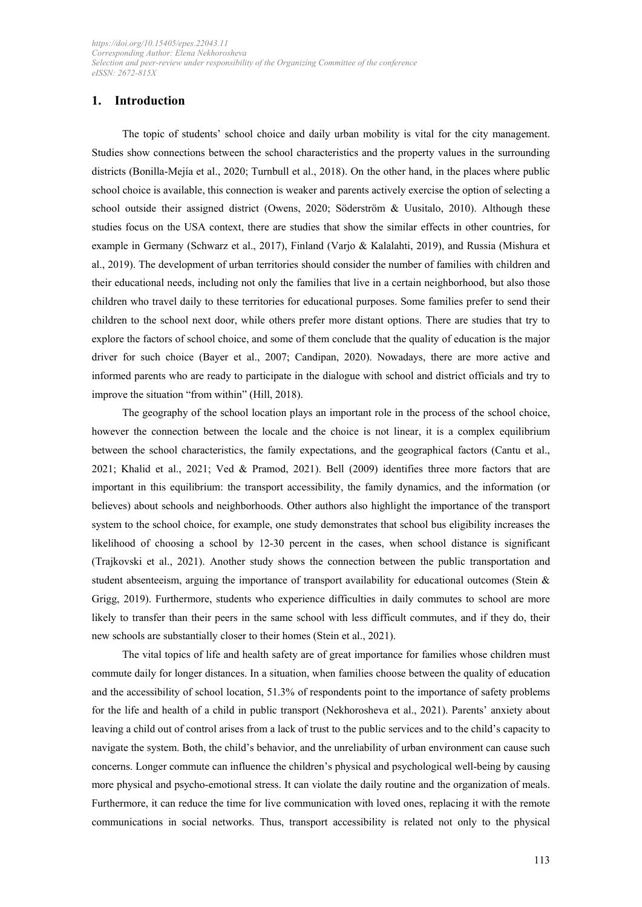## 1. Introduction

The topic of students' school choice and daily urban mobility is vital for the city management. Studies show connections between the school characteristics and the property values in the surrounding districts (Bonilla-Mejía et al., 2020; Turnbull et al., 2018). On the other hand, in the places where public school choice is available, this connection is weaker and parents actively exercise the option of selecting a school outside their assigned district (Owens, 2020; Söderström & Uusitalo, 2010). Although these studies focus on the USA context, there are studies that show the similar effects in other countries, for example in Germany (Schwarz et al., 2017), Finland (Varjo & Kalalahti, 2019), and Russia (Mishura et al., 2019). The development of urban territories should consider the number of families with children and their educational needs, including not only the families that live in a certain neighborhood, but also those children who travel daily to these territories for educational purposes. Some families prefer to send their children to the school next door, while others prefer more distant options. There are studies that try to explore the factors of school choice, and some of them conclude that the quality of education is the major driver for such choice (Bayer et al., 2007; Candipan, 2020). Nowadays, there are more active and informed parents who are ready to participate in the dialogue with school and district officials and try to improve the situation "from within" (Hill, 2018).

The geography of the school location plays an important role in the process of the school choice, however the connection between the locale and the choice is not linear, it is a complex equilibrium between the school characteristics, the family expectations, and the geographical factors (Cantu et al., 2021; Khalid et al., 2021; Ved & Pramod, 2021). Bell (2009) identifies three more factors that are important in this equilibrium: the transport accessibility, the family dynamics, and the information (or believes) about schools and neighborhoods. Other authors also highlight the importance of the transport system to the school choice, for example, one study demonstrates that school bus eligibility increases the likelihood of choosing a school by 12-30 percent in the cases, when school distance is significant (Trajkovski et al., 2021). Another study shows the connection between the public transportation and student absenteeism, arguing the importance of transport availability for educational outcomes (Stein & Grigg, 2019). Furthermore, students who experience difficulties in daily commutes to school are more likely to transfer than their peers in the same school with less difficult commutes, and if they do, their new schools are substantially closer to their homes (Stein et al., 2021).

The vital topics of life and health safety are of great importance for families whose children must commute daily for longer distances. In a situation, when families choose between the quality of education and the accessibility of school location, 51.3% of respondents point to the importance of safety problems for the life and health of a child in public transport (Nekhorosheva et al., 2021). Parents' anxiety about leaving a child out of control arises from a lack of trust to the public services and to the child's capacity to navigate the system. Both, the child's behavior, and the unreliability of urban environment can cause such concerns. Longer commute can influence the children's physical and psychological well-being by causing more physical and psycho-emotional stress. It can violate the daily routine and the organization of meals. Furthermore, it can reduce the time for live communication with loved ones, replacing it with the remote communications in social networks. Thus, transport accessibility is related not only to the physical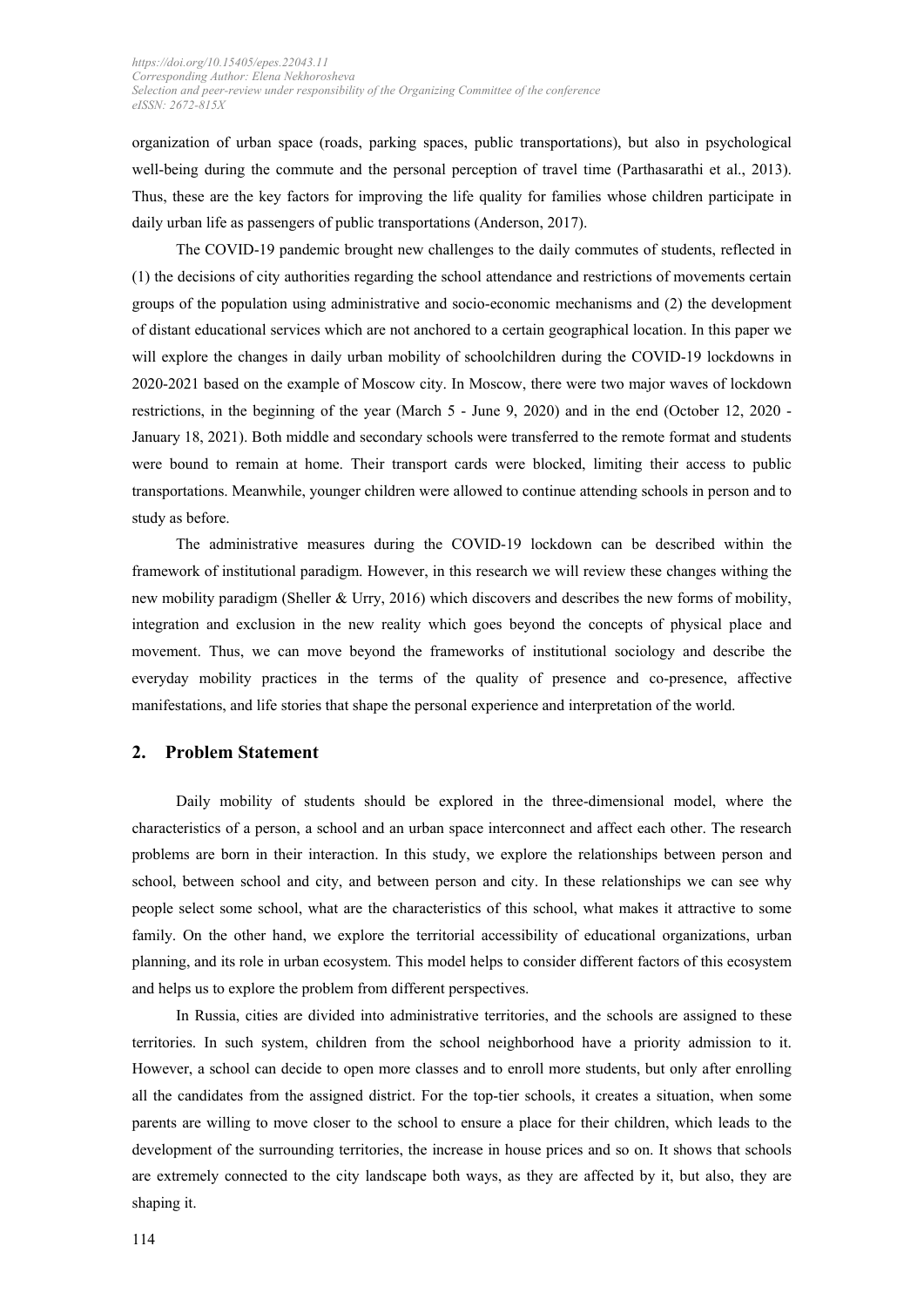organization of urban space (roads, parking spaces, public transportations), but also in psychological well-being during the commute and the personal perception of travel time (Parthasarathi et al., 2013). Thus, these are the key factors for improving the life quality for families whose children participate in daily urban life as passengers of public transportations (Anderson, 2017).

The COVID-19 pandemic brought new challenges to the daily commutes of students, reflected in (1) the decisions of city authorities regarding the school attendance and restrictions of movements certain groups of the population using administrative and socio-economic mechanisms and (2) the development of distant educational services which are not anchored to a certain geographical location. In this paper we will explore the changes in daily urban mobility of schoolchildren during the COVID-19 lockdowns in 2020-2021 based on the example of Moscow city. In Moscow, there were two major waves of lockdown restrictions, in the beginning of the year (March 5 - June 9, 2020) and in the end (October 12, 2020 - January 18, 2021). Both middle and secondary schools were transferred to the remote format and students were bound to remain at home. Their transport cards were blocked, limiting their access to public transportations. Meanwhile, younger children were allowed to continue attending schools in person and to study as before.

The administrative measures during the COVID-19 lockdown can be described within the framework of institutional paradigm. However, in this research we will review these changes withing the new mobility paradigm (Sheller & Urry, 2016) which discovers and describes the new forms of mobility, integration and exclusion in the new reality which goes beyond the concepts of physical place and movement. Thus, we can move beyond the frameworks of institutional sociology and describe the everyday mobility practices in the terms of the quality of presence and co-presence, affective manifestations, and life stories that shape the personal experience and interpretation of the world.

## 2. Problem Statement

Daily mobility of students should be explored in the three-dimensional model, where the characteristics of a person, a school and an urban space interconnect and affect each other. The research problems are born in their interaction. In this study, we explore the relationships between person and school, between school and city, and between person and city. In these relationships we can see why people select some school, what are the characteristics of this school, what makes it attractive to some family. On the other hand, we explore the territorial accessibility of educational organizations, urban planning, and its role in urban ecosystem. This model helps to consider different factors of this ecosystem and helps us to explore the problem from different perspectives.

In Russia, cities are divided into administrative territories, and the schools are assigned to these territories. In such system, children from the school neighborhood have a priority admission to it. However, a school can decide to open more classes and to enroll more students, but only after enrolling all the candidates from the assigned district. For the top-tier schools, it creates a situation, when some parents are willing to move closer to the school to ensure a place for their children, which leads to the development of the surrounding territories, the increase in house prices and so on. It shows that schools are extremely connected to the city landscape both ways, as they are affected by it, but also, they are shaping it.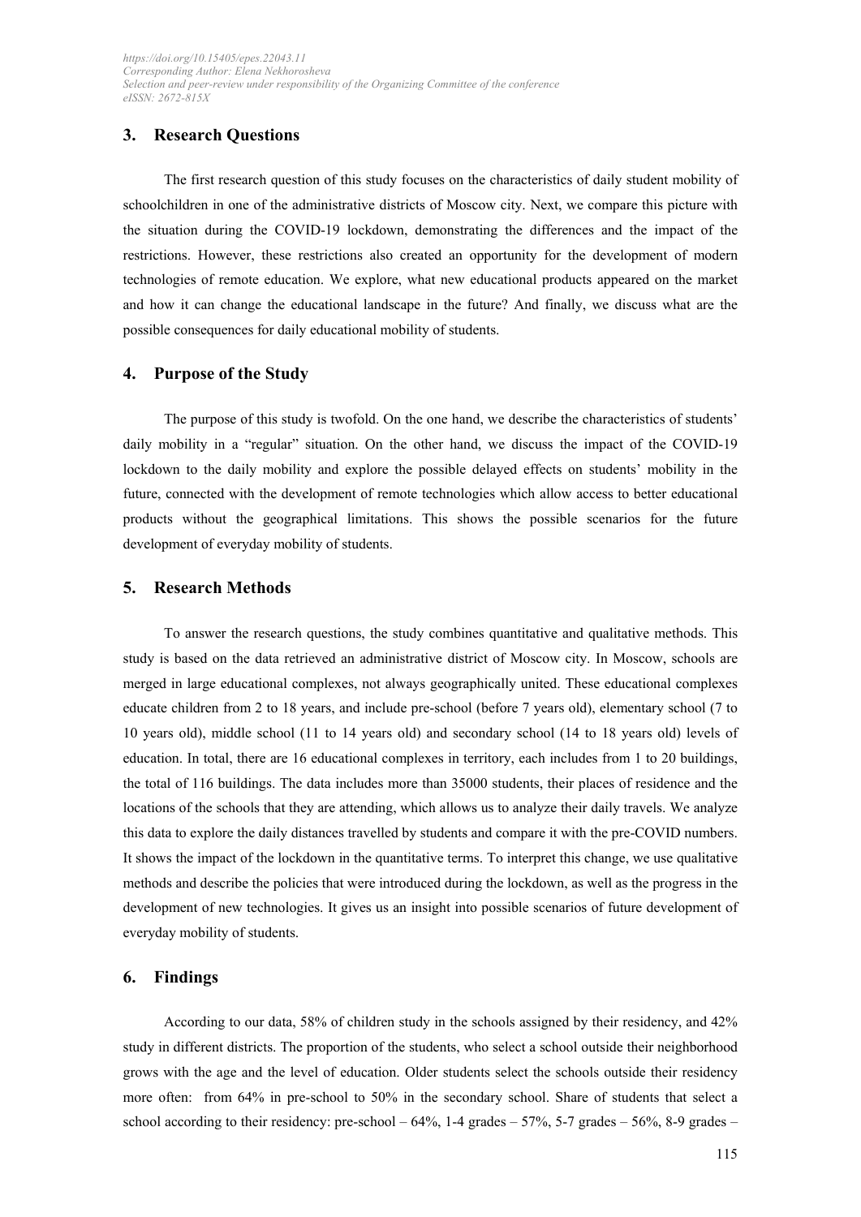## 3. Research Questions

The first research question of this study focuses on the characteristics of daily student mobility of schoolchildren in one of the administrative districts of Moscow city. Next, we compare this picture with the situation during the COVID-19 lockdown, demonstrating the differences and the impact of the restrictions. However, these restrictions also created an opportunity for the development of modern technologies of remote education. We explore, what new educational products appeared on the market and how it can change the educational landscape in the future? And finally, we discuss what are the possible consequences for daily educational mobility of students.

## 4. Purpose of the Study

The purpose of this study is twofold. On the one hand, we describe the characteristics of students' daily mobility in a "regular" situation. On the other hand, we discuss the impact of the COVID-19 lockdown to the daily mobility and explore the possible delayed effects on students' mobility in the future, connected with the development of remote technologies which allow access to better educational products without the geographical limitations. This shows the possible scenarios for the future development of everyday mobility of students.

## 5. Research Methods

To answer the research questions, the study combines quantitative and qualitative methods. This study is based on the data retrieved an administrative district of Moscow city. In Moscow, schools are merged in large educational complexes, not always geographically united. These educational complexes educate children from 2 to 18 years, and include pre-school (before 7 years old), elementary school (7 to 10 years old), middle school (11 to 14 years old) and secondary school (14 to 18 years old) levels of education. In total, there are 16 educational complexes in territory, each includes from 1 to 20 buildings, the total of 116 buildings. The data includes more than 35000 students, their places of residence and the locations of the schools that they are attending, which allows us to analyze their daily travels. We analyze this data to explore the daily distances travelled by students and compare it with the pre-COVID numbers. It shows the impact of the lockdown in the quantitative terms. To interpret this change, we use qualitative methods and describe the policies that were introduced during the lockdown, as well as the progress in the development of new technologies. It gives us an insight into possible scenarios of future development of everyday mobility of students.

## 6. Findings

According to our data, 58% of children study in the schools assigned by their residency, and 42% study in different districts. The proportion of the students, who select a school outside their neighborhood grows with the age and the level of education. Older students select the schools outside their residency more often: from 64% in pre-school to 50% in the secondary school. Share of students that select a school according to their residency: pre-school – 64%, 1-4 grades – 57%, 5-7 grades – 56%, 8-9 grades –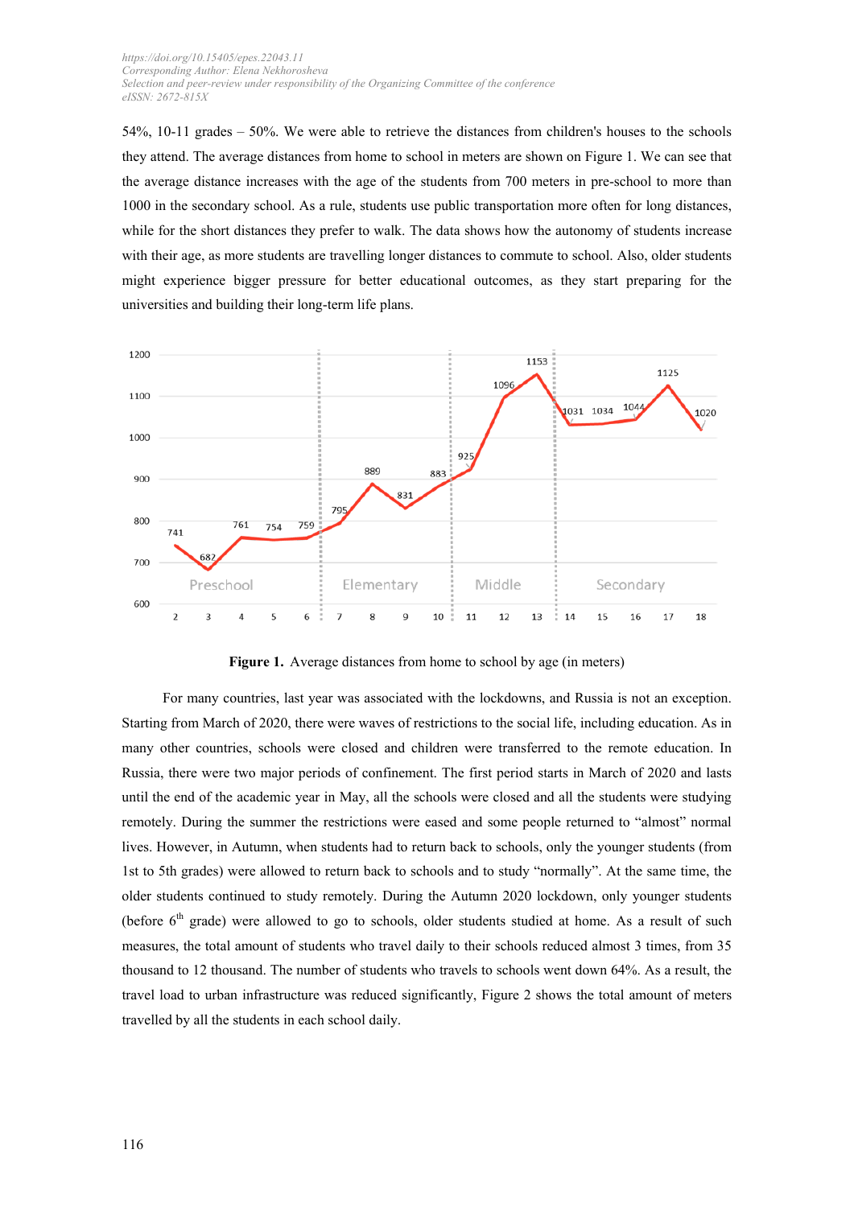54%, 10-11 grades – 50%. We were able to retrieve the distances from children's houses to the schools they attend. The average distances from home to school in meters are shown on Figure 1. We can see that the average distance increases with the age of the students from 700 meters in pre-school to more than 1000 in the secondary school. As a rule, students use public transportation more often for long distances, while for the short distances they prefer to walk. The data shows how the autonomy of students increase with their age, as more students are travelling longer distances to commute to school. Also, older students might experience bigger pressure for better educational outcomes, as they start preparing for the universities and building their long-term life plans.

**Figure 1.** Average distances from home to school by age (in meters)

For many countries, last year was associated with the lockdowns, and Russia is not an exception. Starting from March of 2020, there were waves of restrictions to the social life, including education. As in many other countries, schools were closed and children were transferred to the remote education. In Russia, there were two major periods of confinement. The first period starts in March of 2020 and lasts until the end of the academic year in May, all the schools were closed and all the students were studying remotely. During the summer the restrictions were eased and some people returned to "almost" normal lives. However, in Autumn, when students had to return back to schools, only the younger students (from 1st to 5th grades) were allowed to return back to schools and to study "normally". At the same time, the older students continued to study remotely. During the Autumn 2020 lockdown, only younger students (before 6th grade) were allowed to go to schools, older students studied at home. As a result of such measures, the total amount of students who travel daily to their schools reduced almost 3 times, from 35 thousand to 12 thousand. The number of students who travels to schools went down 64%. As a result, the travel load to urban infrastructure was reduced significantly, Figure 2 shows the total amount of meters travelled by all the students in each school daily.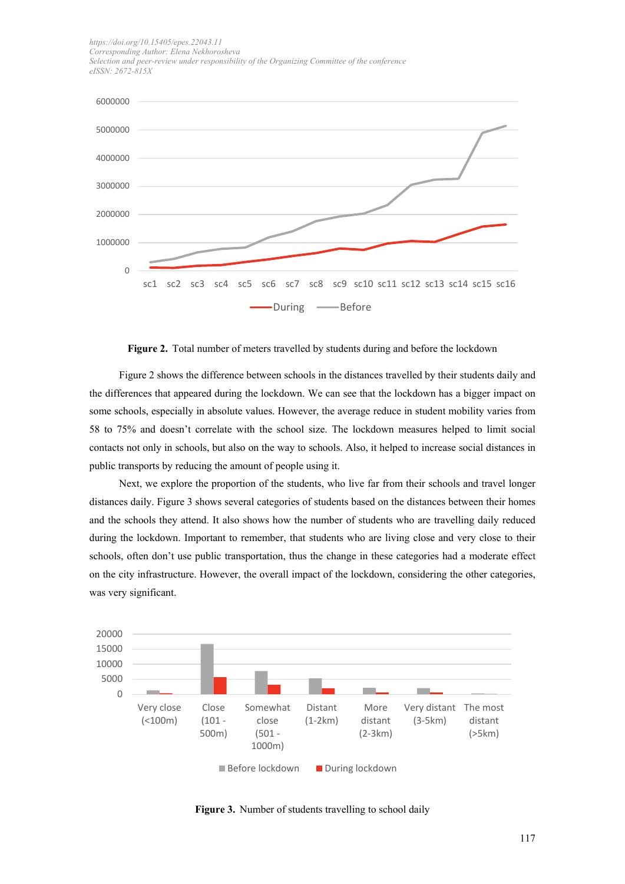**Figure 2.** Total number of meters travelled by students during and before the lockdown

Figure 2 shows the difference between schools in the distances travelled by their students daily and the differences that appeared during the lockdown. We can see that the lockdown has a bigger impact on some schools, especially in absolute values. However, the average reduce in student mobility varies from 58 to 75% and doesn't correlate with the school size. The lockdown measures helped to limit social contacts not only in schools, but also on the way to schools. Also, it helped to increase social distances in public transports by reducing the amount of people using it.

Next, we explore the proportion of the students, who live far from their schools and travel longer distances daily. Figure 3 shows several categories of students based on the distances between their homes and the schools they attend. It also shows how the number of students who are travelling daily reduced during the lockdown. Important to remember, that students who are living close and very close to their schools, often don't use public transportation, thus the change in these categories had a moderate effect on the city infrastructure. However, the overall impact of the lockdown, considering the other categories, was very significant.

**Figure 3.** Number of students travelling to school daily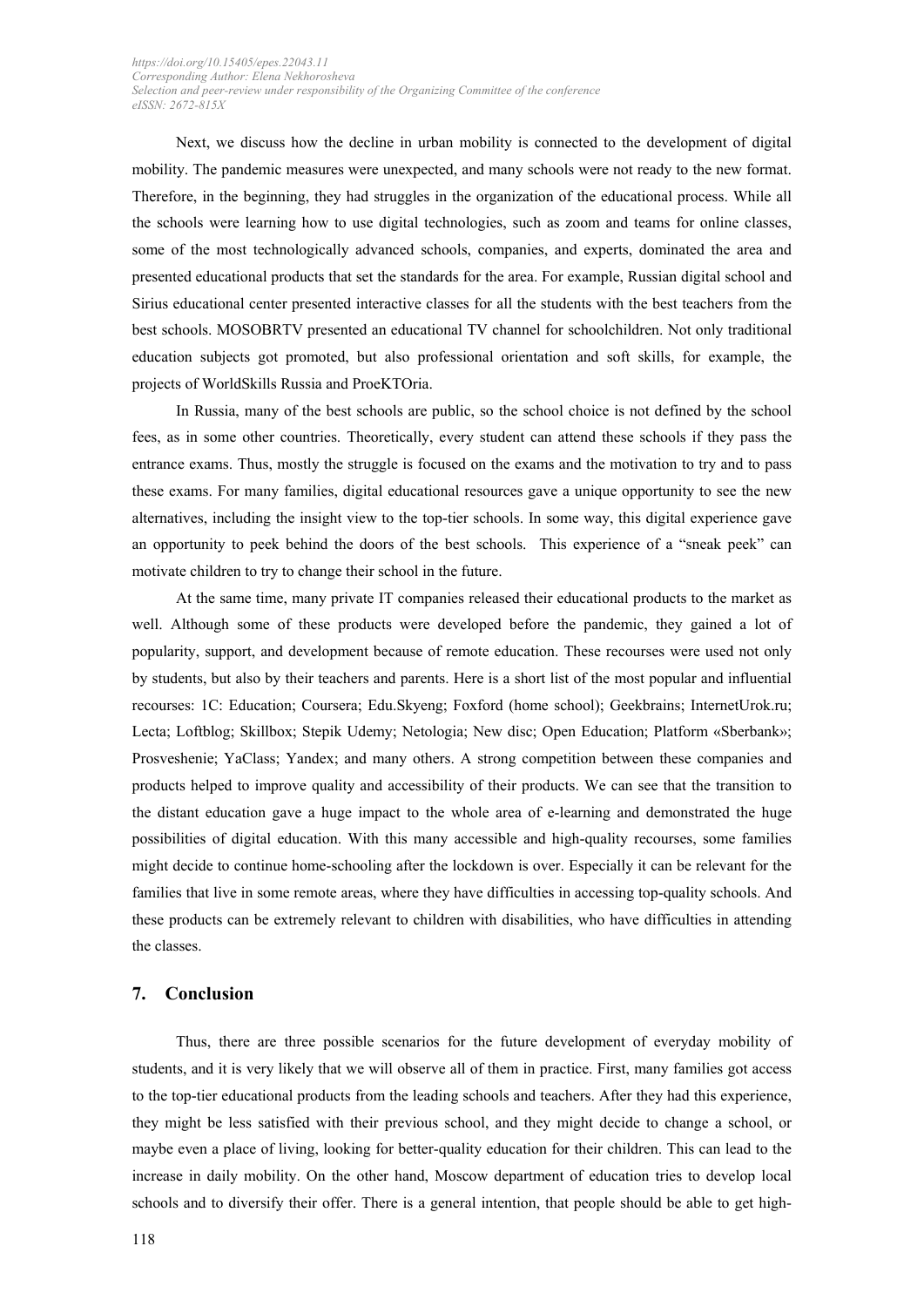Next, we discuss how the decline in urban mobility is connected to the development of digital mobility. The pandemic measures were unexpected, and many schools were not ready to the new format. Therefore, in the beginning, they had struggles in the organization of the educational process. While all the schools were learning how to use digital technologies, such as zoom and teams for online classes, some of the most technologically advanced schools, companies, and experts, dominated the area and presented educational products that set the standards for the area. For example, Russian digital school and Sirius educational center presented interactive classes for all the students with the best teachers from the best schools. MOSOBRTV presented an educational TV channel for schoolchildren. Not only traditional education subjects got promoted, but also professional orientation and soft skills, for example, the projects of WorldSkills Russia and ProeKTOria.

In Russia, many of the best schools are public, so the school choice is not defined by the school fees, as in some other countries. Theoretically, every student can attend these schools if they pass the entrance exams. Thus, mostly the struggle is focused on the exams and the motivation to try and to pass these exams. For many families, digital educational resources gave a unique opportunity to see the new alternatives, including the insight view to the top-tier schools. In some way, this digital experience gave an opportunity to peek behind the doors of the best schools. This experience of a "sneak peek" can motivate children to try to change their school in the future.

At the same time, many private IT companies released their educational products to the market as well. Although some of these products were developed before the pandemic, they gained a lot of popularity, support, and development because of remote education. These recourses were used not only by students, but also by their teachers and parents. Here is a short list of the most popular and influential recourses: 1C: Education; Coursera; Edu.Skyeng; Foxford (home school); Geekbrains; InternetUrok.ru; Lecta; Loftblog; Skillbox; Stepik Udemy; Netologia; New disc; Open Education; Platform «Sberbank»; Prosveshenie; YaClass; Yandex; and many others. A strong competition between these companies and products helped to improve quality and accessibility of their products. We can see that the transition to the distant education gave a huge impact to the whole area of e-learning and demonstrated the huge possibilities of digital education. With this many accessible and high-quality recourses, some families might decide to continue home-schooling after the lockdown is over. Especially it can be relevant for the families that live in some remote areas, where they have difficulties in accessing top-quality schools. And these products can be extremely relevant to children with disabilities, who have difficulties in attending the classes.

## 7. Conclusion

Thus, there are three possible scenarios for the future development of everyday mobility of students, and it is very likely that we will observe all of them in practice. First, many families got access to the top-tier educational products from the leading schools and teachers. After they had this experience, they might be less satisfied with their previous school, and they might decide to change a school, or maybe even a place of living, looking for better-quality education for their children. This can lead to the increase in daily mobility. On the other hand, Moscow department of education tries to develop local schools and to diversify their offer. There is a general intention, that people should be able to get high-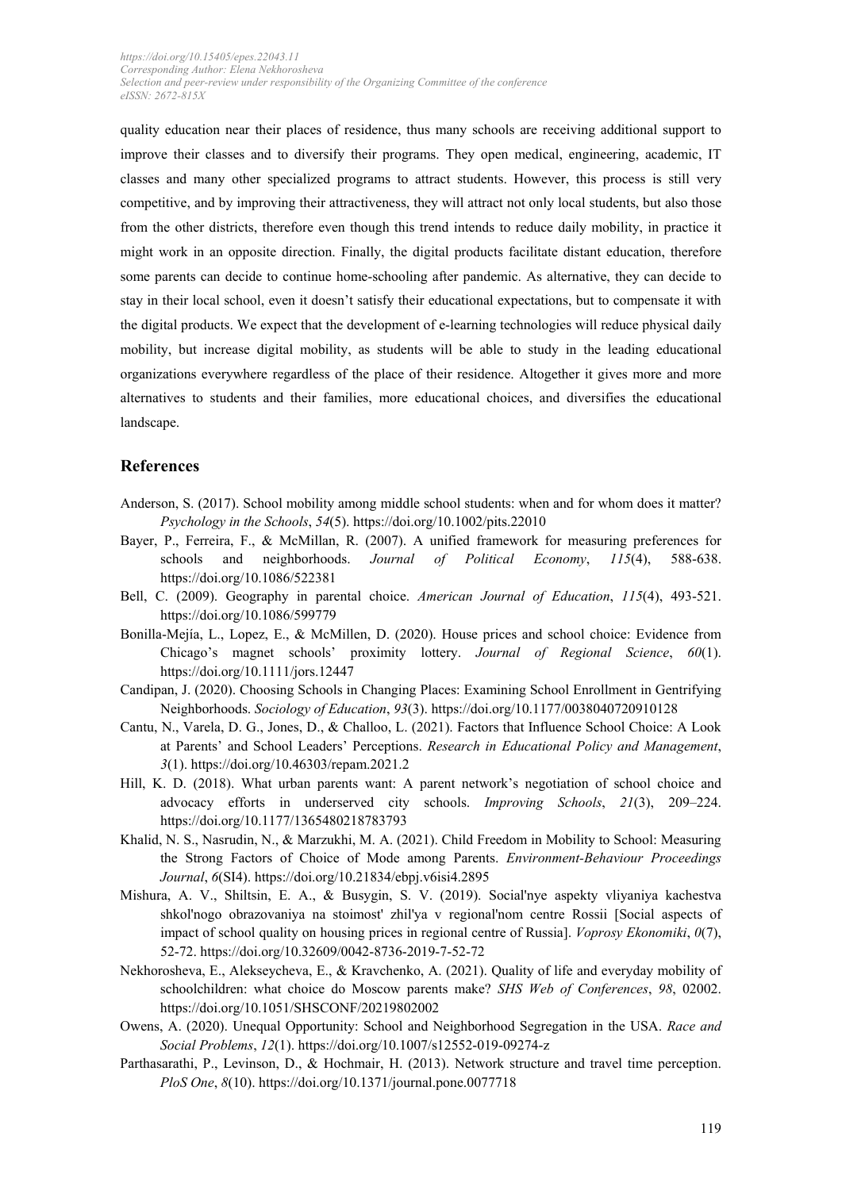quality education near their places of residence, thus many schools are receiving additional support to improve their classes and to diversify their programs. They open medical, engineering, academic, IT classes and many other specialized programs to attract students. However, this process is still very competitive, and by improving their attractiveness, they will attract not only local students, but also those from the other districts, therefore even though this trend intends to reduce daily mobility, in practice it might work in an opposite direction. Finally, the digital products facilitate distant education, therefore some parents can decide to continue home-schooling after pandemic. As alternative, they can decide to stay in their local school, even it doesn't satisfy their educational expectations, but to compensate it with the digital products. We expect that the development of e-learning technologies will reduce physical daily mobility, but increase digital mobility, as students will be able to study in the leading educational organizations everywhere regardless of the place of their residence. Altogether it gives more and more alternatives to students and their families, more educational choices, and diversifies the educational landscape.

## References

Anderson, S. (2017). School mobility among middle school students: when and for whom does it matter? *Psychology in the Schools*, *54*(5). https://doi.org/10.1002/pits.22010

Bayer, P., Ferreira, F., & McMillan, R. (2007). A unified framework for measuring preferences for schools and neighborhoods. *Journal of Political Economy*, *115*(4), 588-638. https://doi.org/10.1086/522381

Bell, C. (2009). Geography in parental choice. *American Journal of Education*, *115*(4), 493-521. https://doi.org/10.1086/599779

Bonilla-Mejía, L., Lopez, E., & McMillen, D. (2020). House prices and school choice: Evidence from Chicago's magnet schools' proximity lottery. *Journal of Regional Science*, *60*(1). https://doi.org/10.1111/jors.12447

Candipan, J. (2020). Choosing Schools in Changing Places: Examining School Enrollment in Gentrifying Neighborhoods. *Sociology of Education*, *93*(3). https://doi.org/10.1177/0038040720910128

Cantu, N., Varela, D. G., Jones, D., & Challoo, L. (2021). Factors that Influence School Choice: A Look at Parents' and School Leaders' Perceptions. *Research in Educational Policy and Management*, *3*(1). https://doi.org/10.46303/repam.2021.2

Hill, K. D. (2018). What urban parents want: A parent network's negotiation of school choice and advocacy efforts in underserved city schools. *Improving Schools*, *21*(3), 209–224. https://doi.org/10.1177/1365480218783793

Khalid, N. S., Nasrudin, N., & Marzukhi, M. A. (2021). Child Freedom in Mobility to School: Measuring the Strong Factors of Choice of Mode among Parents. *Environment-Behaviour Proceedings Journal*, *6*(SI4). https://doi.org/10.21834/ebpj.v6isi4.2895

Mishura, A. V., Shiltsin, E. A., & Busygin, S. V. (2019). Social'nye aspekty vliyaniya kachestva shkol'nogo obrazovaniya na stoimost' zhil'ya v regional'nom centre Rossii [Social aspects of impact of school quality on housing prices in regional centre of Russia]. *Voprosy Ekonomiki*, *0*(7), 52-72. https://doi.org/10.32609/0042-8736-2019-7-52-72

Nekhorosheva, E., Alekseycheva, E., & Kravchenko, A. (2021). Quality of life and everyday mobility of schoolchildren: what choice do Moscow parents make? *SHS Web of Conferences*, *98*, 02002. https://doi.org/10.1051/SHSCONF/20219802002

Owens, A. (2020). Unequal Opportunity: School and Neighborhood Segregation in the USA. *Race and Social Problems*, *12*(1). https://doi.org/10.1007/s12552-019-09274-z

Parthasarathi, P., Levinson, D., & Hochmair, H. (2013). Network structure and travel time perception. *PloS One*, *8*(10). https://doi.org/10.1371/journal.pone.0077718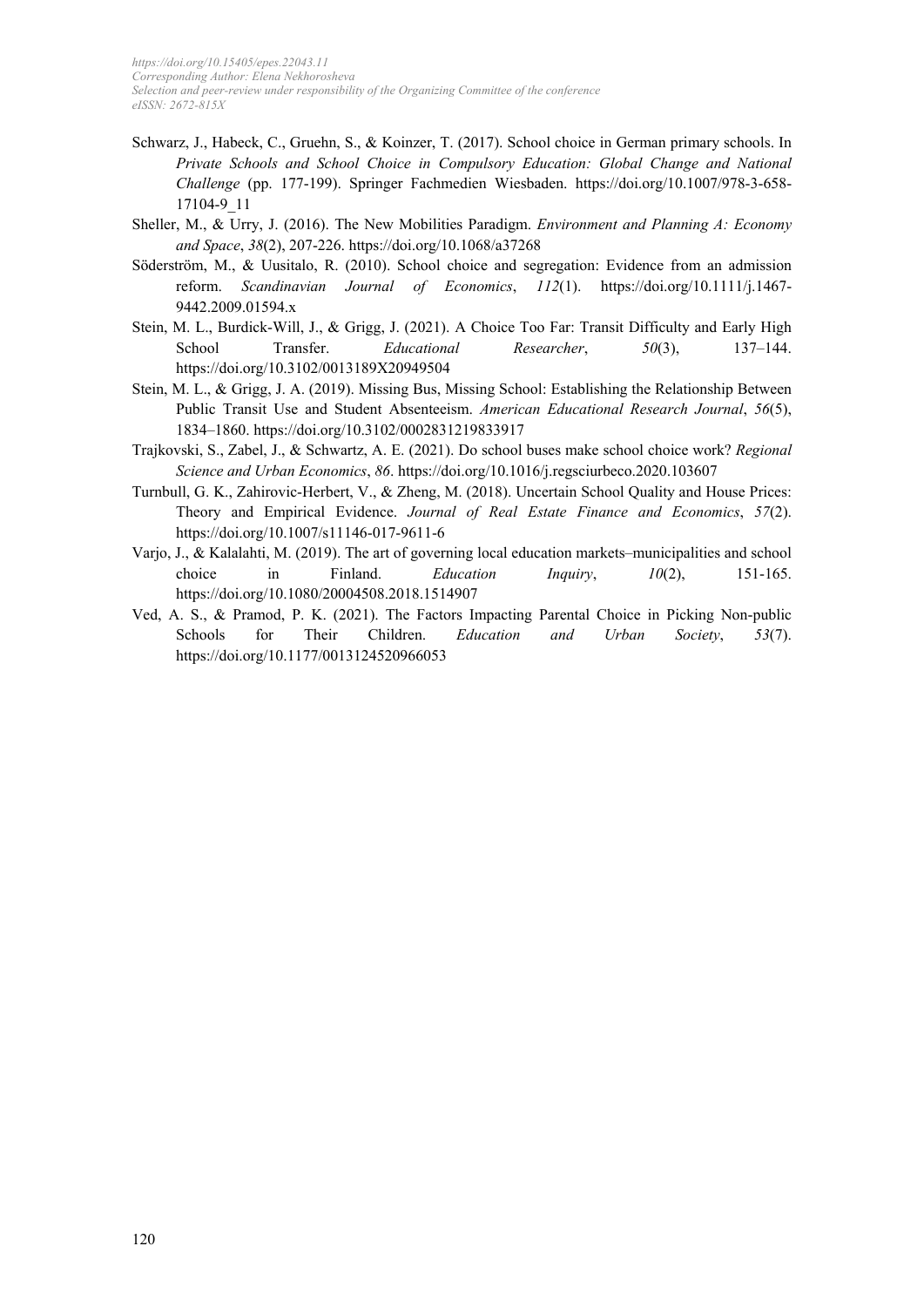Schwarz, J., Habeck, C., Gruehn, S., & Koinzer, T. (2017). School choice in German primary schools. In *Private Schools and School Choice in Compulsory Education: Global Change and National Challenge* (pp. 177-199). Springer Fachmedien Wiesbaden. https://doi.org/10.1007/978-3-658-17104-9_11

Sheller, M., & Urry, J. (2016). The New Mobilities Paradigm. *Environment and Planning A: Economy and Space*, *38*(2), 207-226. https://doi.org/10.1068/a37268

Söderström, M., & Uusitalo, R. (2010). School choice and segregation: Evidence from an admission reform. *Scandinavian Journal of Economics*, *112*(1). https://doi.org/10.1111/j.1467-9442.2009.01594.x

Stein, M. L., Burdick-Will, J., & Grigg, J. (2021). A Choice Too Far: Transit Difficulty and Early High School Transfer. *Educational Researcher*, *50*(3), 137–144. https://doi.org/10.3102/0013189X20949504

Stein, M. L., & Grigg, J. A. (2019). Missing Bus, Missing School: Establishing the Relationship Between Public Transit Use and Student Absenteeism. *American Educational Research Journal*, *56*(5), 1834–1860. https://doi.org/10.3102/0002831219833917

Trajkovski, S., Zabel, J., & Schwartz, A. E. (2021). Do school buses make school choice work? *Regional Science and Urban Economics*, *86*. https://doi.org/10.1016/j.regsciurbeco.2020.103607

Turnbull, G. K., Zahirovic-Herbert, V., & Zheng, M. (2018). Uncertain School Quality and House Prices: Theory and Empirical Evidence. *Journal of Real Estate Finance and Economics*, *57*(2). https://doi.org/10.1007/s11146-017-9611-6

Varjo, J., & Kalalahti, M. (2019). The art of governing local education markets–municipalities and school choice in Finland. *Education Inquiry*, *10*(2), 151-165. https://doi.org/10.1080/20004508.2018.1514907

Ved, A. S., & Pramod, P. K. (2021). The Factors Impacting Parental Choice in Picking Non-public Schools for Their Children. *Education and Urban Society*, *53*(7). https://doi.org/10.1177/0013124520966053